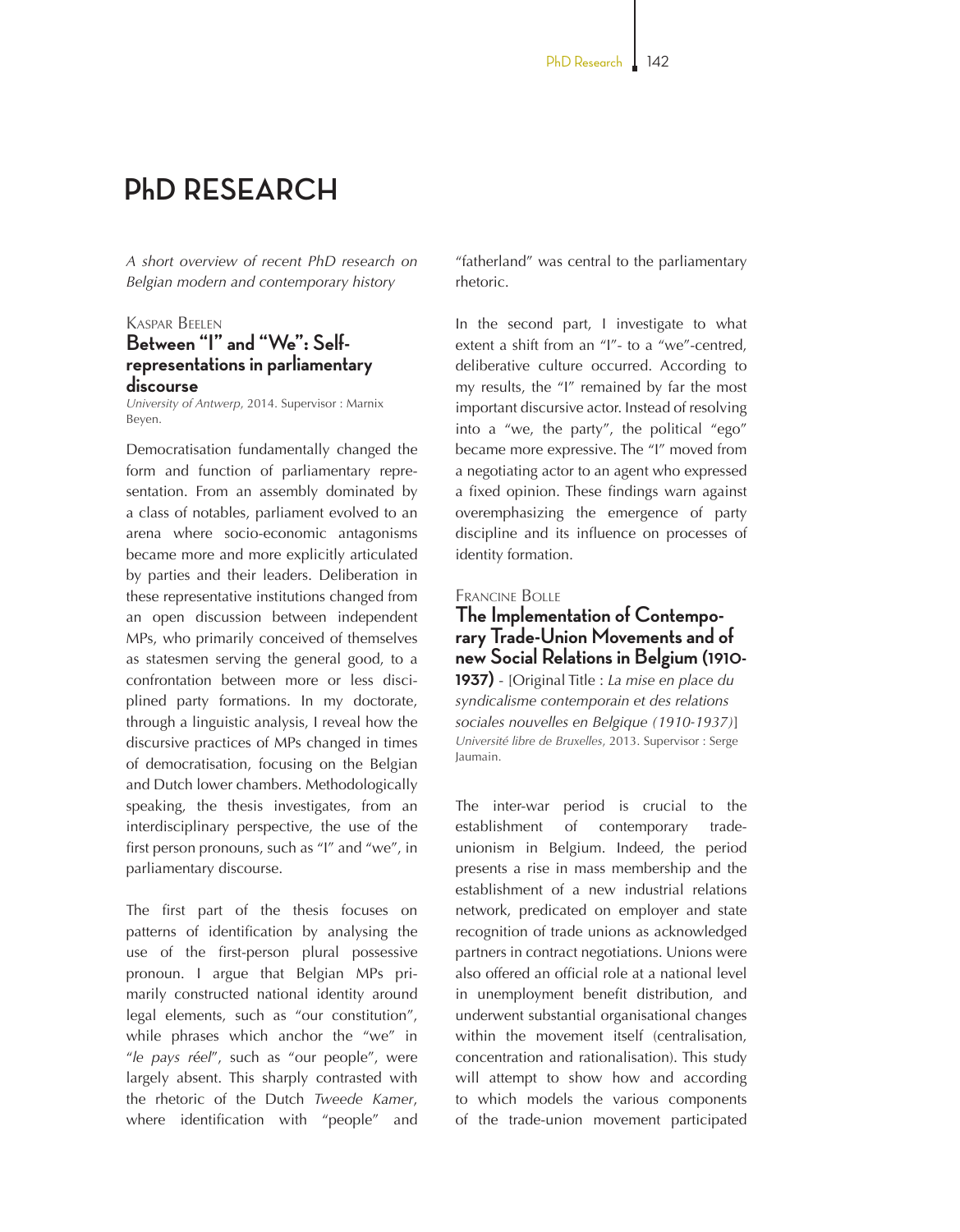# PhD RESEARCH

*A short overview of recent PhD research on Belgian modern and contemporary history*

Kaspar Beelen

## Between "I" and "We": Self-representations in parliamentary discourse

*University of Antwerp*, 2014. Supervisor : Marnix Beyen.

Democratisation fundamentally changed the form and function of parliamentary representation. From an assembly dominated by a class of notables, parliament evolved to an arena where socio-economic antagonisms became more and more explicitly articulated by parties and their leaders. Deliberation in these representative institutions changed from an open discussion between independent MPs, who primarily conceived of themselves as statesmen serving the general good, to a confrontation between more or less disciplined party formations. In my doctorate, through a linguistic analysis, I reveal how the discursive practices of MPs changed in times of democratisation, focusing on the Belgian and Dutch lower chambers. Methodologically speaking, the thesis investigates, from an interdisciplinary perspective, the use of the first person pronouns, such as "I" and "we", in parliamentary discourse.

The first part of the thesis focuses on patterns of identification by analysing the use of the first-person plural possessive pronoun. I argue that Belgian MPs primarily constructed national identity around legal elements, such as "our constitution", while phrases which anchor the "we" in "*le pays réel*", such as "our people", were largely absent. This sharply contrasted with the rhetoric of the Dutch *Tweede Kamer*, where identification with "people" and "fatherland" was central to the parliamentary rhetoric.

In the second part, I investigate to what extent a shift from an "I"- to a "we"-centred, deliberative culture occurred. According to my results, the "I" remained by far the most important discursive actor. Instead of resolving into a "we, the party", the political "ego" became more expressive. The "I" moved from a negotiating actor to an agent who expressed a fixed opinion. These findings warn against overemphasizing the emergence of party discipline and its influence on processes of identity formation.

Francine Bolle

## The Implementation of Contemporary Trade-Union Movements and of new Social Relations in Belgium (1910-1937)

- [Original Title : *La mise en place du syndicalisme contemporain et des relations sociales nouvelles en Belgique (1910-1937)*]

*Université libre de Bruxelles*, 2013. Supervisor : Serge Jaumain.

The inter-war period is crucial to the establishment of contemporary trade-unionism in Belgium. Indeed, the period presents a rise in mass membership and the establishment of a new industrial relations network, predicated on employer and state recognition of trade unions as acknowledged partners in contract negotiations. Unions were also offered an official role at a national level in unemployment benefit distribution, and underwent substantial organisational changes within the movement itself (centralisation, concentration and rationalisation). This study will attempt to show how and according to which models the various components of the trade-union movement participated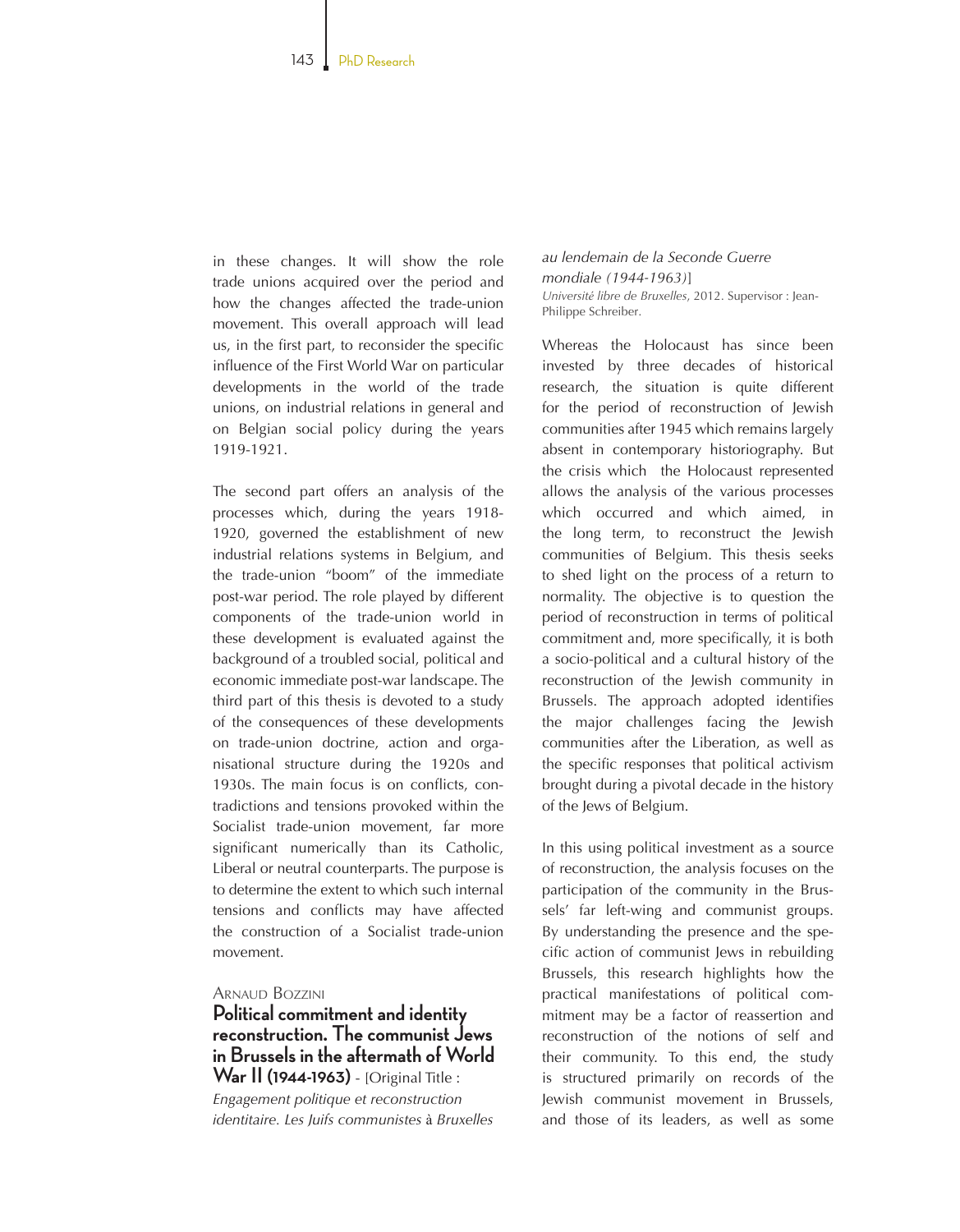in these changes. It will show the role trade unions acquired over the period and how the changes affected the trade-union movement. This overall approach will lead us, in the first part, to reconsider the specific influence of the First World War on particular developments in the world of the trade unions, on industrial relations in general and on Belgian social policy during the years 1919-1921.

The second part offers an analysis of the processes which, during the years 1918-1920, governed the establishment of new industrial relations systems in Belgium, and the trade-union "boom" of the immediate post-war period. The role played by different components of the trade-union world in these development is evaluated against the background of a troubled social, political and economic immediate post-war landscape. The third part of this thesis is devoted to a study of the consequences of these developments on trade-union doctrine, action and organisational structure during the 1920s and 1930s. The main focus is on conflicts, contradictions and tensions provoked within the Socialist trade-union movement, far more significant numerically than its Catholic, Liberal or neutral counterparts. The purpose is to determine the extent to which such internal tensions and conflicts may have affected the construction of a Socialist trade-union movement.

Arnaud Bozzini

**Political commitment and identity reconstruction. The communist Jews in Brussels in the aftermath of World War II (1944-1963)** - [Original Title : *Engagement politique et reconstruction identitaire. Les Juifs communistes* à *Bruxelles au lendemain de la Seconde Guerre mondiale (1944-1963)*]

*Université libre de Bruxelles*, 2012. Supervisor : Jean-Philippe Schreiber.

Whereas the Holocaust has since been invested by three decades of historical research, the situation is quite different for the period of reconstruction of Jewish communities after 1945 which remains largely absent in contemporary historiography. But the crisis which the Holocaust represented allows the analysis of the various processes which occurred and which aimed, in the long term, to reconstruct the Jewish communities of Belgium. This thesis seeks to shed light on the process of a return to normality. The objective is to question the period of reconstruction in terms of political commitment and, more specifically, it is both a socio-political and a cultural history of the reconstruction of the Jewish community in Brussels. The approach adopted identifies the major challenges facing the Jewish communities after the Liberation, as well as the specific responses that political activism brought during a pivotal decade in the history of the Jews of Belgium.

In this using political investment as a source of reconstruction, the analysis focuses on the participation of the community in the Brussels' far left-wing and communist groups. By understanding the presence and the specific action of communist Jews in rebuilding Brussels, this research highlights how the practical manifestations of political commitment may be a factor of reassertion and reconstruction of the notions of self and their community. To this end, the study is structured primarily on records of the Jewish communist movement in Brussels, and those of its leaders, as well as some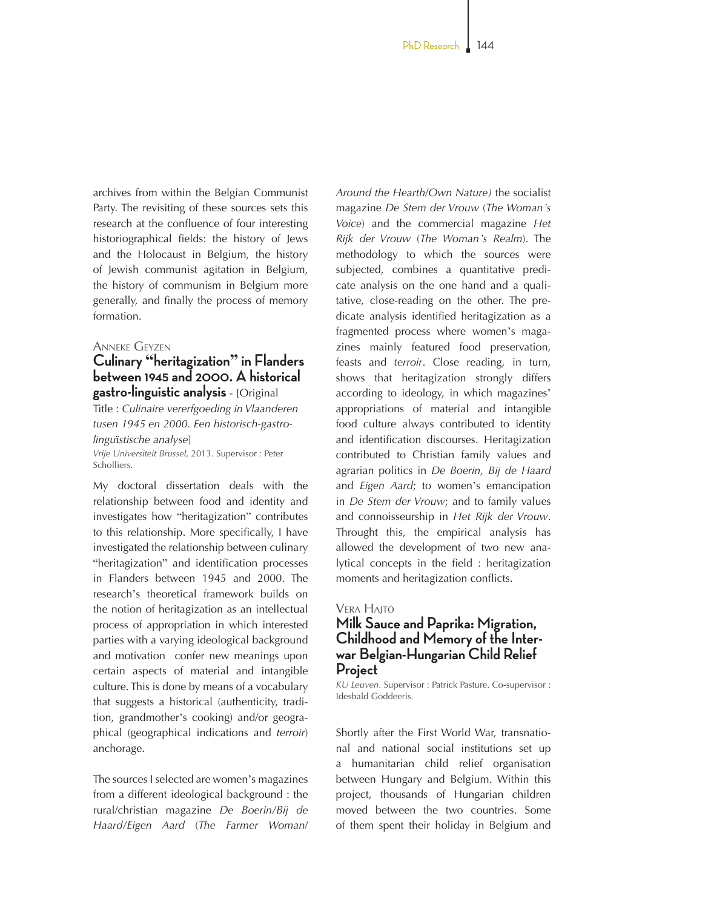archives from within the Belgian Communist Party. The revisiting of these sources sets this research at the confluence of four interesting historiographical fields: the history of Jews and the Holocaust in Belgium, the history of Jewish communist agitation in Belgium, the history of communism in Belgium more generally, and finally the process of memory formation.

Anneke Geyzen

### Culinary "heritagization" in Flanders between 1945 and 2000. A historical gastro-linguistic analysis - [Original Title : *Culinaire vererfgoeding in Vlaanderen tusen 1945 en 2000. Een historisch-gastro-linguïstische analyse*]

*Vrije Universiteit Brussel*, 2013. Supervisor : Peter Scholliers.

My doctoral dissertation deals with the relationship between food and identity and investigates how "heritagization" contributes to this relationship. More specifically, I have investigated the relationship between culinary "heritagization" and identification processes in Flanders between 1945 and 2000. The research's theoretical framework builds on the notion of heritagization as an intellectual process of appropriation in which interested parties with a varying ideological background and motivation confer new meanings upon certain aspects of material and intangible culture. This is done by means of a vocabulary that suggests a historical (authenticity, tradition, grandmother's cooking) and/or geographical (geographical indications and *terroir*) anchorage.

The sources I selected are women's magazines from a different ideological background : the rural/christian magazine *De Boerin/Bij de Haard/Eigen Aard* (*The Farmer Woman/Around the Hearth/Own Nature)* the socialist magazine *De Stem der Vrouw* (*The Woman's Voice*) and the commercial magazine *Het Rijk der Vrouw* (*The Woman's Realm*). The methodology to which the sources were subjected, combines a quantitative predicate analysis on the one hand and a qualitative, close-reading on the other. The predicate analysis identified heritagization as a fragmented process where women's magazines mainly featured food preservation, feasts and *terroir*. Close reading, in turn, shows that heritagization strongly differs according to ideology, in which magazines' appropriations of material and intangible food culture always contributed to identity and identification discourses. Heritagization contributed to Christian family values and agrarian politics in *De Boerin, Bij de Haard* and *Eigen Aard*; to women's emancipation in *De Stem der Vrouw*; and to family values and connoisseurship in *Het Rijk der Vrouw*. Throught this, the empirical analysis has allowed the development of two new analytical concepts in the field : heritagization moments and heritagization conflicts.

Vera Hajtó

### Milk Sauce and Paprika: Migration, Childhood and Memory of the Inter-war Belgian-Hungarian Child Relief Project

*KU Leuven*. Supervisor : Patrick Pasture. Co-supervisor : Idesbald Goddeeris.

Shortly after the First World War, transnational and national social institutions set up a humanitarian child relief organisation between Hungary and Belgium. Within this project, thousands of Hungarian children moved between the two countries. Some of them spent their holiday in Belgium and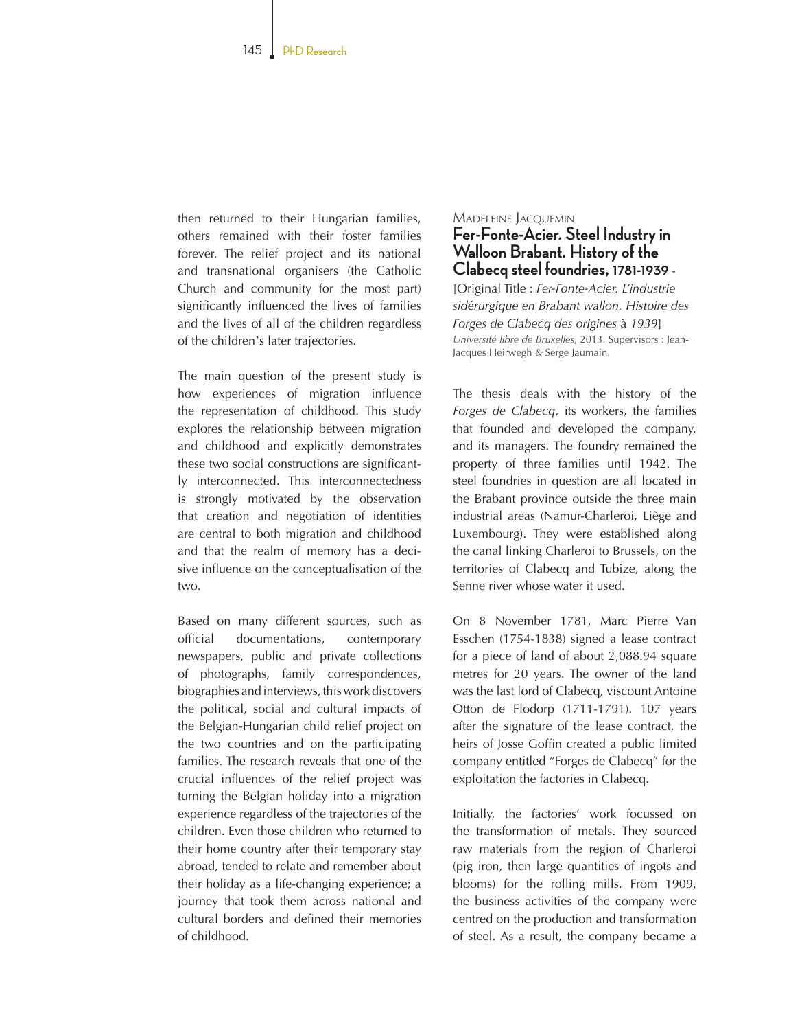then returned to their Hungarian families, others remained with their foster families forever. The relief project and its national and transnational organisers (the Catholic Church and community for the most part) significantly influenced the lives of families and the lives of all of the children regardless of the children's later trajectories.

The main question of the present study is how experiences of migration influence the representation of childhood. This study explores the relationship between migration and childhood and explicitly demonstrates these two social constructions are significantly interconnected. This interconnectedness is strongly motivated by the observation that creation and negotiation of identities are central to both migration and childhood and that the realm of memory has a decisive influence on the conceptualisation of the two.

Based on many different sources, such as official documentations, contemporary newspapers, public and private collections of photographs, family correspondences, biographies and interviews, this work discovers the political, social and cultural impacts of the Belgian-Hungarian child relief project on the two countries and on the participating families. The research reveals that one of the crucial influences of the relief project was turning the Belgian holiday into a migration experience regardless of the trajectories of the children. Even those children who returned to their home country after their temporary stay abroad, tended to relate and remember about their holiday as a life-changing experience; a journey that took them across national and cultural borders and defined their memories of childhood.

Madeleine Jacquemin

## Fer-Fonte-Acier. Steel Industry in Walloon Brabant. History of the Clabecq steel foundries, 1781-1939 -

[Original Title : *Fer-Fonte-Acier. L'industrie sidérurgique en Brabant wallon. Histoire des Forges de Clabecq des origines* à *1939*]

*Université libre de Bruxelles*, 2013. Supervisors : Jean-Jacques Heirwegh & Serge Jaumain.

The thesis deals with the history of the *Forges de Clabecq*, its workers, the families that founded and developed the company, and its managers. The foundry remained the property of three families until 1942. The steel foundries in question are all located in the Brabant province outside the three main industrial areas (Namur-Charleroi, Liège and Luxembourg). They were established along the canal linking Charleroi to Brussels, on the territories of Clabecq and Tubize, along the Senne river whose water it used.

On 8 November 1781, Marc Pierre Van Esschen (1754-1838) signed a lease contract for a piece of land of about 2,088.94 square metres for 20 years. The owner of the land was the last lord of Clabecq, viscount Antoine Otton de Flodorp (1711-1791). 107 years after the signature of the lease contract, the heirs of Josse Goffin created a public limited company entitled "Forges de Clabecq" for the exploitation the factories in Clabecq.

Initially, the factories' work focussed on the transformation of metals. They sourced raw materials from the region of Charleroi (pig iron, then large quantities of ingots and blooms) for the rolling mills. From 1909, the business activities of the company were centred on the production and transformation of steel. As a result, the company became a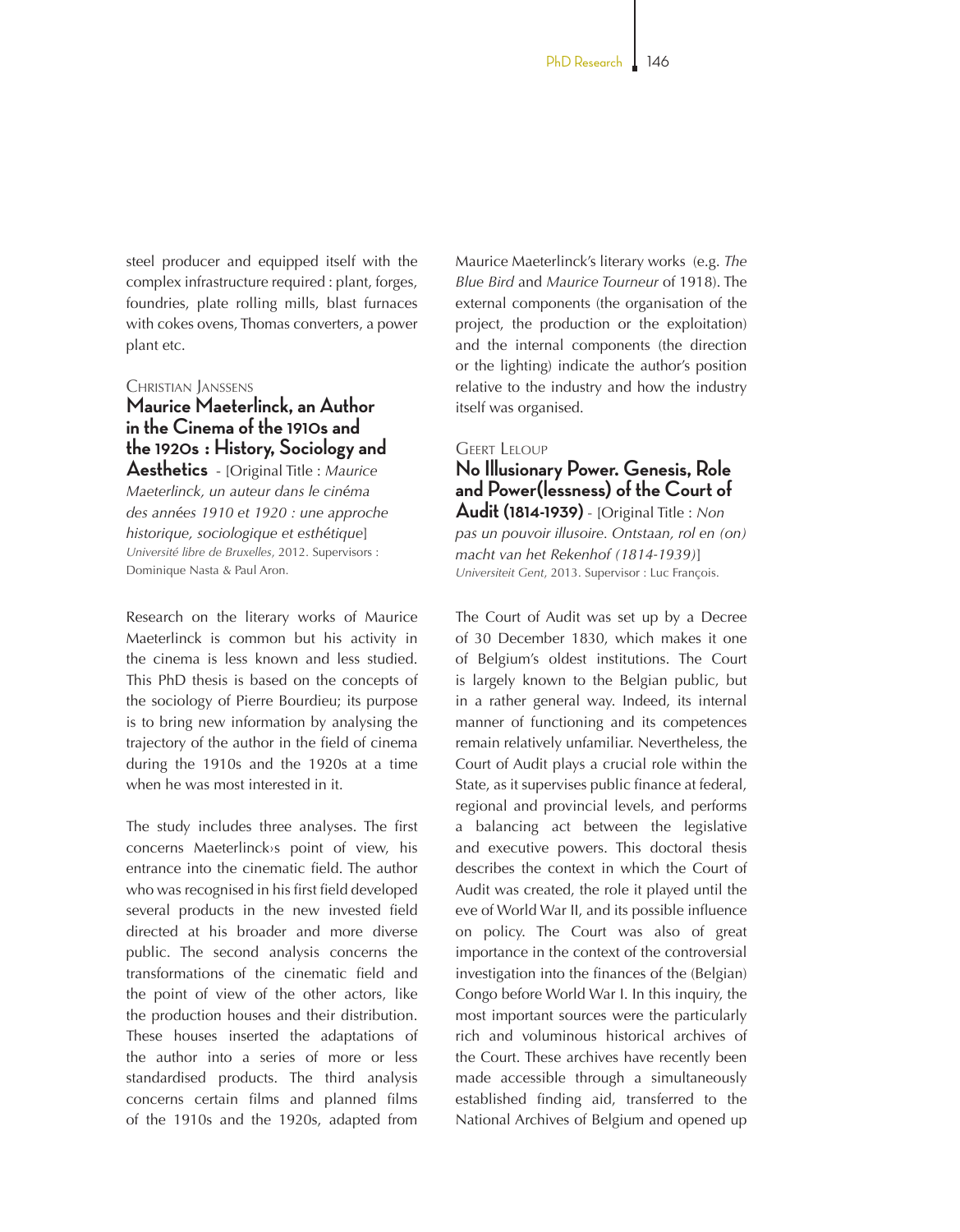steel producer and equipped itself with the complex infrastructure required : plant, forges, foundries, plate rolling mills, blast furnaces with cokes ovens, Thomas converters, a power plant etc.

Christian Janssens

### Maurice Maeterlinck, an Author in the Cinema of the 1910s and the 1920s : History, Sociology and Aesthetics

- [Original Title : *Maurice Maeterlinck, un auteur dans le cinéma des années 1910 et 1920 : une approche historique, sociologique et esthétique*]
*Université libre de Bruxelles*, 2012. Supervisors : Dominique Nasta & Paul Aron.

Research on the literary works of Maurice Maeterlinck is common but his activity in the cinema is less known and less studied. This PhD thesis is based on the concepts of the sociology of Pierre Bourdieu; its purpose is to bring new information by analysing the trajectory of the author in the field of cinema during the 1910s and the 1920s at a time when he was most interested in it.

The study includes three analyses. The first concerns Maeterlinck›s point of view, his entrance into the cinematic field. The author who was recognised in his first field developed several products in the new invested field directed at his broader and more diverse public. The second analysis concerns the transformations of the cinematic field and the point of view of the other actors, like the production houses and their distribution. These houses inserted the adaptations of the author into a series of more or less standardised products. The third analysis concerns certain films and planned films of the 1910s and the 1920s, adapted from Maurice Maeterlinck's literary works (e.g. *The Blue Bird* and *Maurice Tourneur* of 1918). The external components (the organisation of the project, the production or the exploitation) and the internal components (the direction or the lighting) indicate the author's position relative to the industry and how the industry itself was organised.

Geert Leloup

### No Illusionary Power. Genesis, Role and Power(lessness) of the Court of Audit (1814-1939)

- [Original Title : *Non pas un pouvoir illusoire. Ontstaan, rol en (on) macht van het Rekenhof (1814-1939)*]
*Universiteit Gent*, 2013. Supervisor : Luc François.

The Court of Audit was set up by a Decree of 30 December 1830, which makes it one of Belgium's oldest institutions. The Court is largely known to the Belgian public, but in a rather general way. Indeed, its internal manner of functioning and its competences remain relatively unfamiliar. Nevertheless, the Court of Audit plays a crucial role within the State, as it supervises public finance at federal, regional and provincial levels, and performs a balancing act between the legislative and executive powers. This doctoral thesis describes the context in which the Court of Audit was created, the role it played until the eve of World War II, and its possible influence on policy. The Court was also of great importance in the context of the controversial investigation into the finances of the (Belgian) Congo before World War I. In this inquiry, the most important sources were the particularly rich and voluminous historical archives of the Court. These archives have recently been made accessible through a simultaneously established finding aid, transferred to the National Archives of Belgium and opened up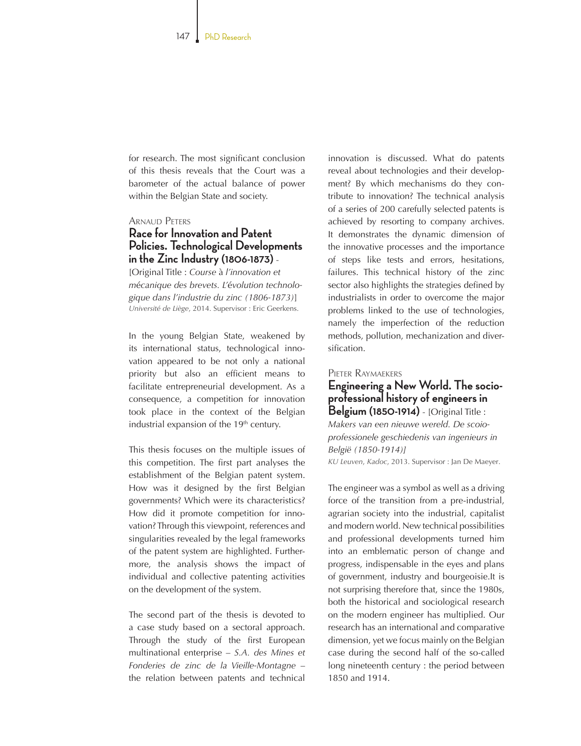for research. The most significant conclusion of this thesis reveals that the Court was a barometer of the actual balance of power within the Belgian State and society.

Arnaud Peters

### Race for Innovation and Patent Policies. Technological Developments in the Zinc Industry (1806-1873) -

[Original Title : *Course* à *l'innovation et mécanique des brevets. L'évolution technologique dans l'industrie du zinc (1806-1873)*]
*Université de Liège*, 2014. Supervisor : Eric Geerkens.

In the young Belgian State, weakened by its international status, technological innovation appeared to be not only a national priority but also an efficient means to facilitate entrepreneurial development. As a consequence, a competition for innovation took place in the context of the Belgian industrial expansion of the 19th century.

This thesis focuses on the multiple issues of this competition. The first part analyses the establishment of the Belgian patent system. How was it designed by the first Belgian governments? Which were its characteristics? How did it promote competition for innovation? Through this viewpoint, references and singularities revealed by the legal frameworks of the patent system are highlighted. Furthermore, the analysis shows the impact of individual and collective patenting activities on the development of the system.

The second part of the thesis is devoted to a case study based on a sectoral approach. Through the study of the first European multinational enterprise – *S.A. des Mines et Fonderies de zinc de la Vieille-Montagne* – the relation between patents and technical innovation is discussed. What do patents reveal about technologies and their development? By which mechanisms do they contribute to innovation? The technical analysis of a series of 200 carefully selected patents is achieved by resorting to company archives. It demonstrates the dynamic dimension of the innovative processes and the importance of steps like tests and errors, hesitations, failures. This technical history of the zinc sector also highlights the strategies defined by industrialists in order to overcome the major problems linked to the use of technologies, namely the imperfection of the reduction methods, pollution, mechanization and diversification.

Pieter Raymaekers

### Engineering a New World. The socio-professional history of engineers in Belgium (1850-1914) - [Original Title :

*Makers van een nieuwe wereld. De scoio-professionele geschiedenis van ingenieurs in België (1850-1914)]*
*KU Leuven*, *Kadoc*, 2013. Supervisor : Jan De Maeyer.

The engineer was a symbol as well as a driving force of the transition from a pre-industrial, agrarian society into the industrial, capitalist and modern world. New technical possibilities and professional developments turned him into an emblematic person of change and progress, indispensable in the eyes and plans of government, industry and bourgeoisie.It is not surprising therefore that, since the 1980s, both the historical and sociological research on the modern engineer has multiplied. Our research has an international and comparative dimension, yet we focus mainly on the Belgian case during the second half of the so-called long nineteenth century : the period between 1850 and 1914.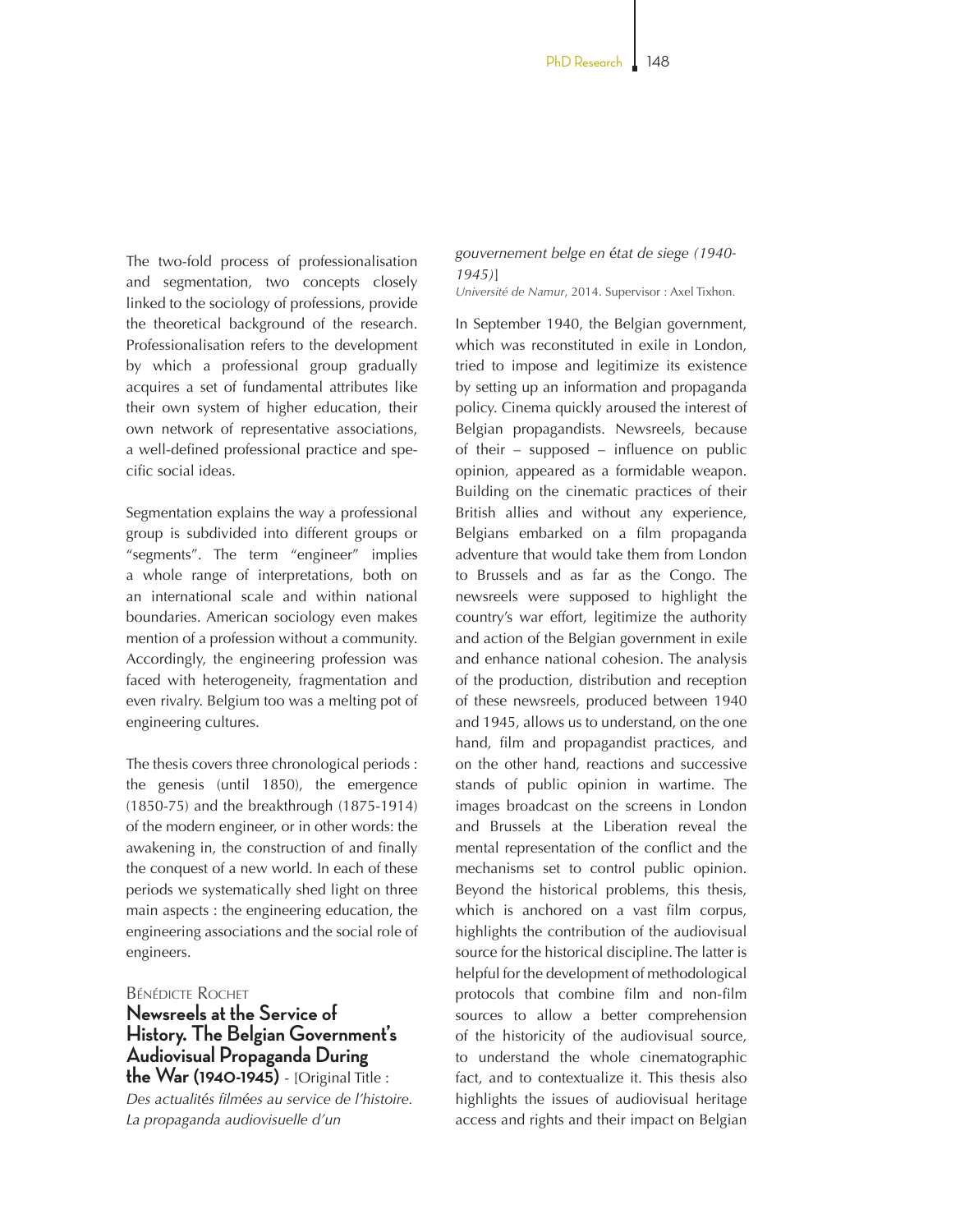The two-fold process of professionalisation and segmentation, two concepts closely linked to the sociology of professions, provide the theoretical background of the research. Professionalisation refers to the development by which a professional group gradually acquires a set of fundamental attributes like their own system of higher education, their own network of representative associations, a well-defined professional practice and specific social ideas.

Segmentation explains the way a professional group is subdivided into different groups or "segments". The term "engineer" implies a whole range of interpretations, both on an international scale and within national boundaries. American sociology even makes mention of a profession without a community. Accordingly, the engineering profession was faced with heterogeneity, fragmentation and even rivalry. Belgium too was a melting pot of engineering cultures.

The thesis covers three chronological periods : the genesis (until 1850), the emergence (1850-75) and the breakthrough (1875-1914) of the modern engineer, or in other words: the awakening in, the construction of and finally the conquest of a new world. In each of these periods we systematically shed light on three main aspects : the engineering education, the engineering associations and the social role of engineers.

Bénédicte Rochet

**Newsreels at the Service of History. The Belgian Government's Audiovisual Propaganda During the War (1940-1945)** - [Original Title : *Des actualités filmées au service de l'histoire. La propagande audiovisuelle d'un gouvernement belge en état de siege (1940-1945)*]

*Université de Namur*, 2014. Supervisor : Axel Tixhon.

In September 1940, the Belgian government, which was reconstituted in exile in London, tried to impose and legitimize its existence by setting up an information and propaganda policy. Cinema quickly aroused the interest of Belgian propagandists. Newsreels, because of their – supposed – influence on public opinion, appeared as a formidable weapon. Building on the cinematic practices of their British allies and without any experience, Belgians embarked on a film propaganda adventure that would take them from London to Brussels and as far as the Congo. The newsreels were supposed to highlight the country's war effort, legitimize the authority and action of the Belgian government in exile and enhance national cohesion. The analysis of the production, distribution and reception of these newsreels, produced between 1940 and 1945, allows us to understand, on the one hand, film and propagandist practices, and on the other hand, reactions and successive stands of public opinion in wartime. The images broadcast on the screens in London and Brussels at the Liberation reveal the mental representation of the conflict and the mechanisms set to control public opinion. Beyond the historical problems, this thesis, which is anchored on a vast film corpus, highlights the contribution of the audiovisual source for the historical discipline. The latter is helpful for the development of methodological protocols that combine film and non-film sources to allow a better comprehension of the historicity of the audiovisual source, to understand the whole cinematographic fact, and to contextualize it. This thesis also highlights the issues of audiovisual heritage access and rights and their impact on Belgian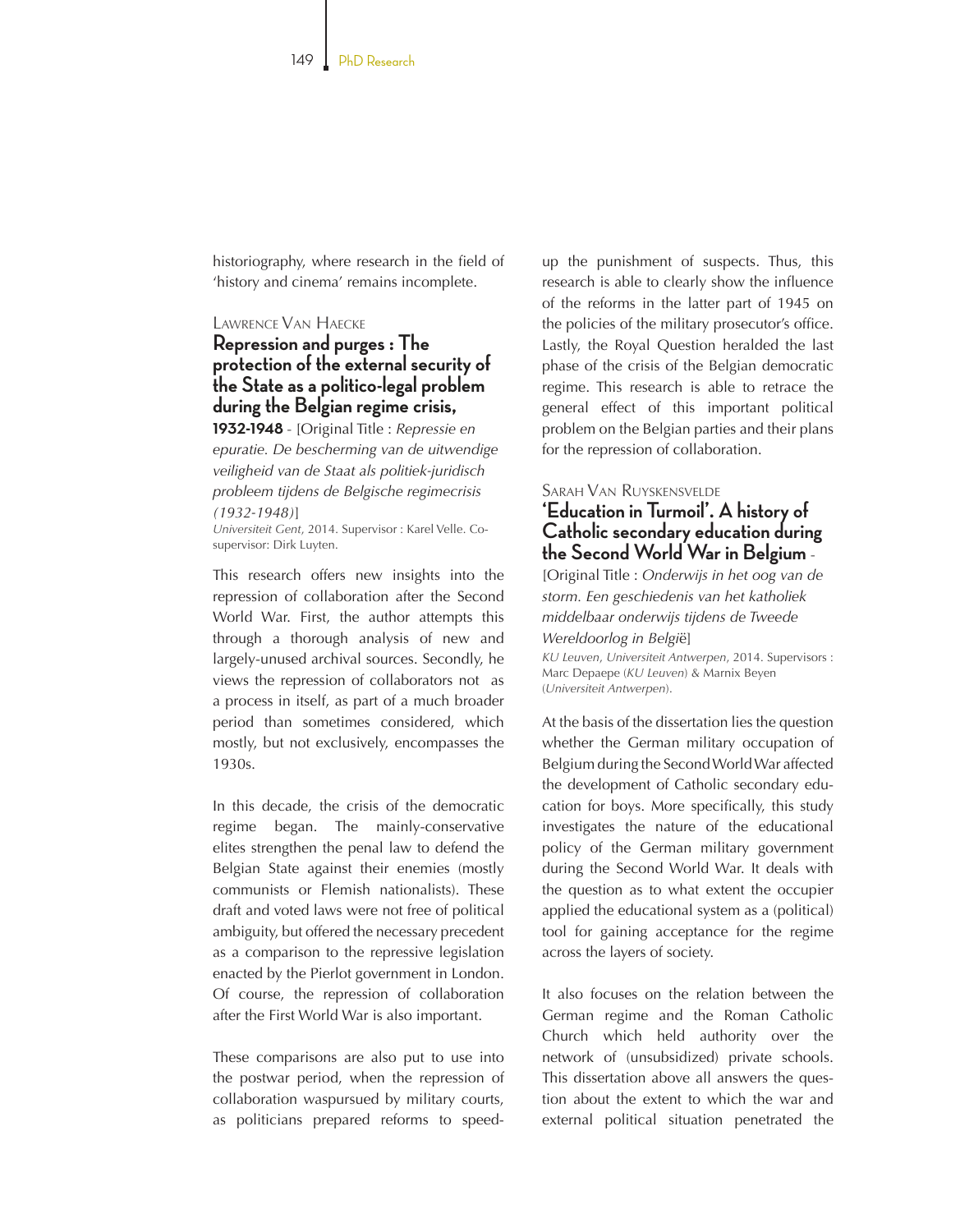historiography, where research in the field of 'history and cinema' remains incomplete.

Lawrence Van Haecke

### Repression and purges : The protection of the external security of the State as a politico-legal problem during the Belgian regime crisis, 1932-1948

- [Original Title : *Repressie en epuratie. De bescherming van de uitwendige veiligheid van de Staat als politiek-juridisch probleem tijdens de Belgische regimecrisis (1932-1948)*]

*Universiteit Gent*, 2014. Supervisor : Karel Velle. Co-supervisor: Dirk Luyten.

This research offers new insights into the repression of collaboration after the Second World War. First, the author attempts this through a thorough analysis of new and largely-unused archival sources. Secondly, he views the repression of collaborators not as a process in itself, as part of a much broader period than sometimes considered, which mostly, but not exclusively, encompasses the 1930s.

In this decade, the crisis of the democratic regime began. The mainly-conservative elites strengthen the penal law to defend the Belgian State against their enemies (mostly communists or Flemish nationalists). These draft and voted laws were not free of political ambiguity, but offered the necessary precedent as a comparison to the repressive legislation enacted by the Pierlot government in London. Of course, the repression of collaboration after the First World War is also important.

These comparisons are also put to use into the postwar period, when the repression of collaboration waspursued by military courts, as politicians prepared reforms to speed-up the punishment of suspects. Thus, this research is able to clearly show the influence of the reforms in the latter part of 1945 on the policies of the military prosecutor's office. Lastly, the Royal Question heralded the last phase of the crisis of the Belgian democratic regime. This research is able to retrace the general effect of this important political problem on the Belgian parties and their plans for the repression of collaboration.

Sarah Van Ruyskensvelde

### 'Education in Turmoil'. A history of Catholic secondary education during the Second World War in Belgium

- [Original Title : *Onderwijs in het oog van de storm. Een geschiedenis van het katholiek middelbaar onderwijs tijdens de Tweede Wereldoorlog in België*]

*KU Leuven*, *Universiteit Antwerpen*, 2014. Supervisors : Marc Depaepe (*KU Leuven*) & Marnix Beyen (*Universiteit Antwerpen*).

At the basis of the dissertation lies the question whether the German military occupation of Belgium during the Second World War affected the development of Catholic secondary education for boys. More specifically, this study investigates the nature of the educational policy of the German military government during the Second World War. It deals with the question as to what extent the occupier applied the educational system as a (political) tool for gaining acceptance for the regime across the layers of society.

It also focuses on the relation between the German regime and the Roman Catholic Church which held authority over the network of (unsubsidized) private schools. This dissertation above all answers the question about the extent to which the war and external political situation penetrated the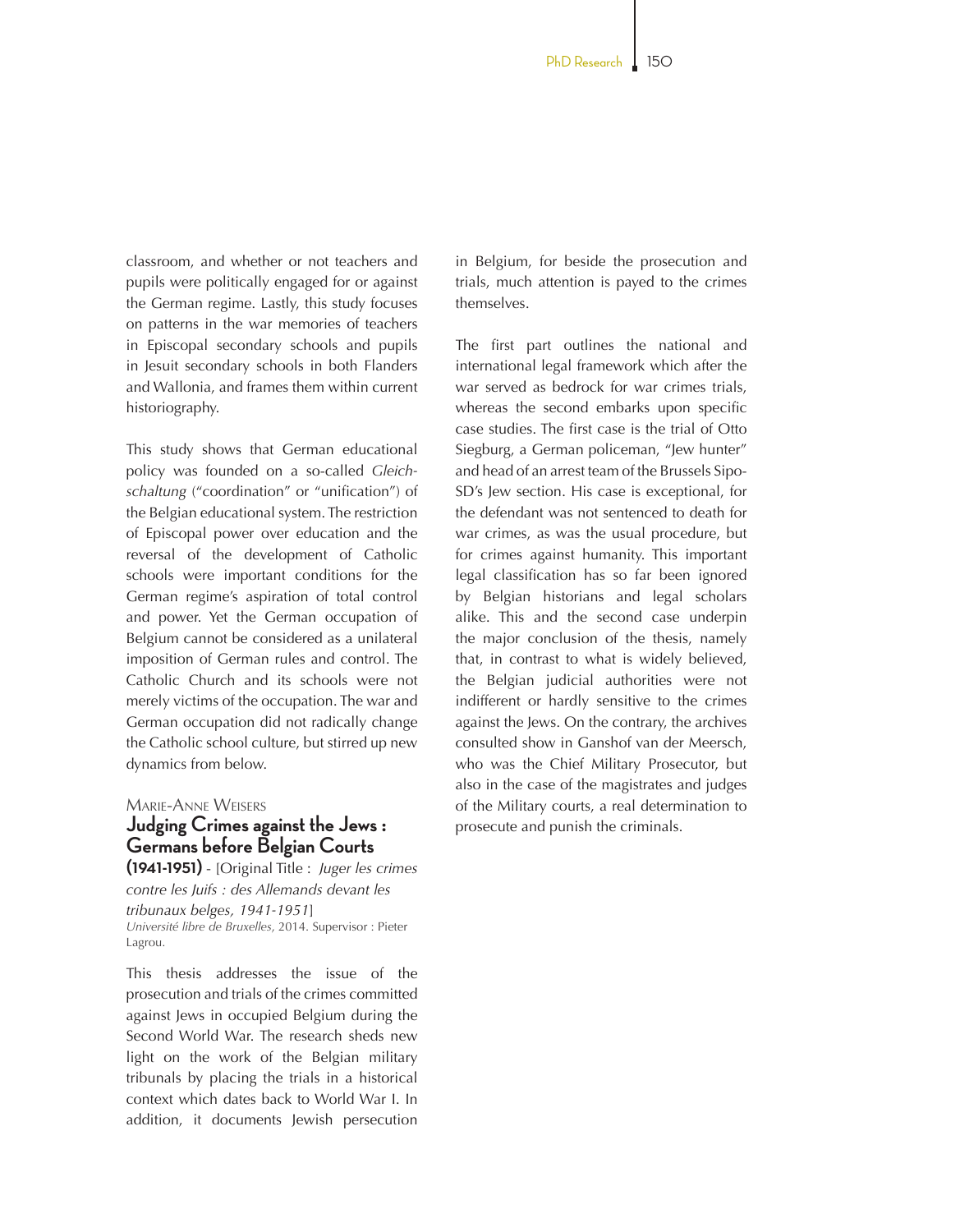classroom, and whether or not teachers and pupils were politically engaged for or against the German regime. Lastly, this study focuses on patterns in the war memories of teachers in Episcopal secondary schools and pupils in Jesuit secondary schools in both Flanders and Wallonia, and frames them within current historiography.

This study shows that German educational policy was founded on a so-called *Gleichschaltung* ("coordination" or "unification") of the Belgian educational system. The restriction of Episcopal power over education and the reversal of the development of Catholic schools were important conditions for the German regime's aspiration of total control and power. Yet the German occupation of Belgium cannot be considered as a unilateral imposition of German rules and control. The Catholic Church and its schools were not merely victims of the occupation. The war and German occupation did not radically change the Catholic school culture, but stirred up new dynamics from below.

Marie-Anne Weisers

## Judging Crimes against the Jews : Germans before Belgian Courts (1941-1951)

**(1941-1951)** - [Original Title : *Juger les crimes contre les Juifs : des Allemands devant les tribunaux belges, 1941-1951*]
*Université libre de Bruxelles*, 2014. Supervisor : Pieter Lagrou.

This thesis addresses the issue of the prosecution and trials of the crimes committed against Jews in occupied Belgium during the Second World War. The research sheds new light on the work of the Belgian military tribunals by placing the trials in a historical context which dates back to World War I. In addition, it documents Jewish persecution in Belgium, for beside the prosecution and trials, much attention is payed to the crimes themselves.

The first part outlines the national and international legal framework which after the war served as bedrock for war crimes trials, whereas the second embarks upon specific case studies. The first case is the trial of Otto Siegburg, a German policeman, "Jew hunter" and head of an arrest team of the Brussels Sipo-SD's Jew section. His case is exceptional, for the defendant was not sentenced to death for war crimes, as was the usual procedure, but for crimes against humanity. This important legal classification has so far been ignored by Belgian historians and legal scholars alike. This and the second case underpin the major conclusion of the thesis, namely that, in contrast to what is widely believed, the Belgian judicial authorities were not indifferent or hardly sensitive to the crimes against the Jews. On the contrary, the archives consulted show in Ganshof van der Meersch, who was the Chief Military Prosecutor, but also in the case of the magistrates and judges of the Military courts, a real determination to prosecute and punish the criminals.